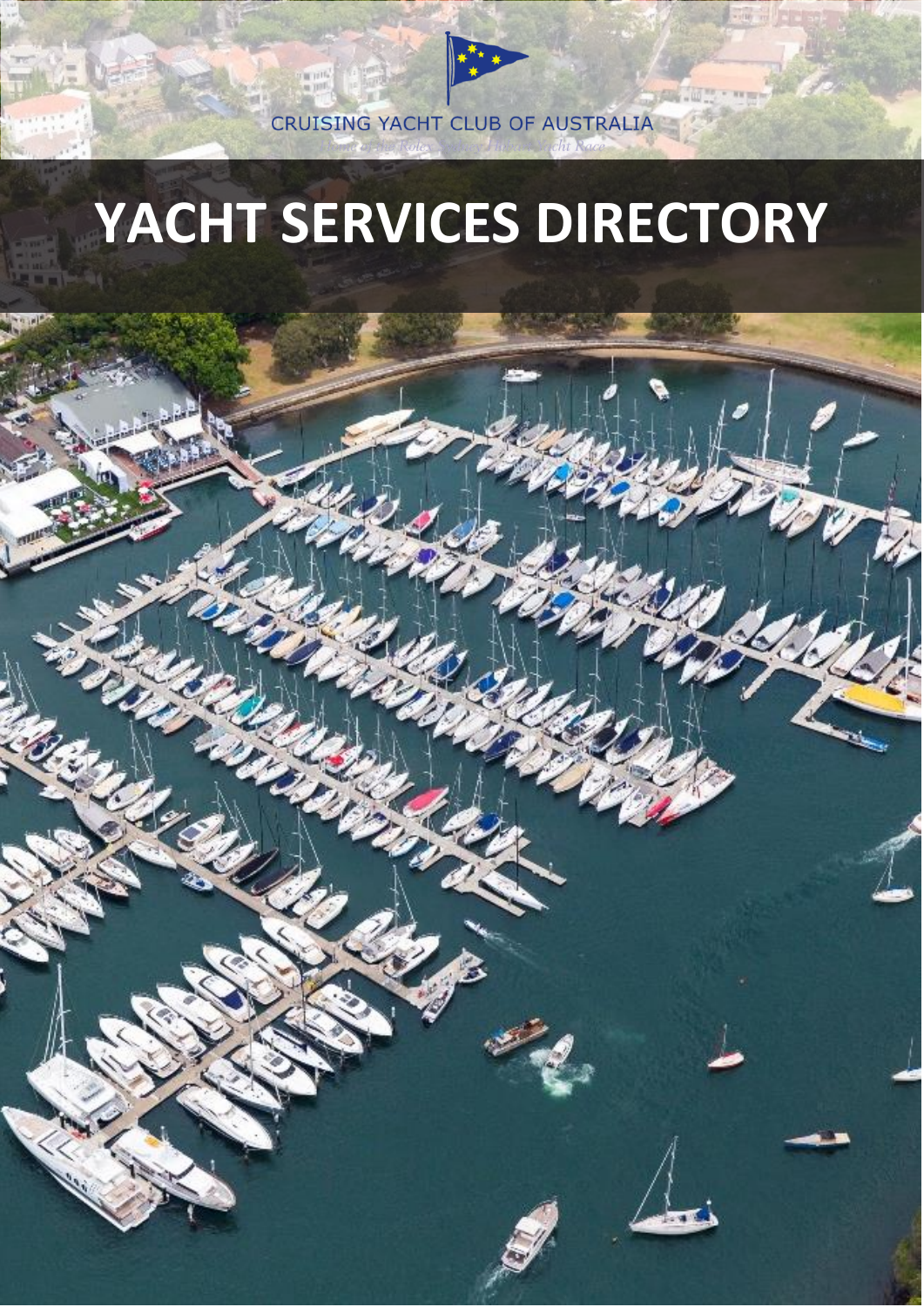CRUISING YACHT CLUB OF AUSTRALIA

# YACHT SERVICES DIRECTORY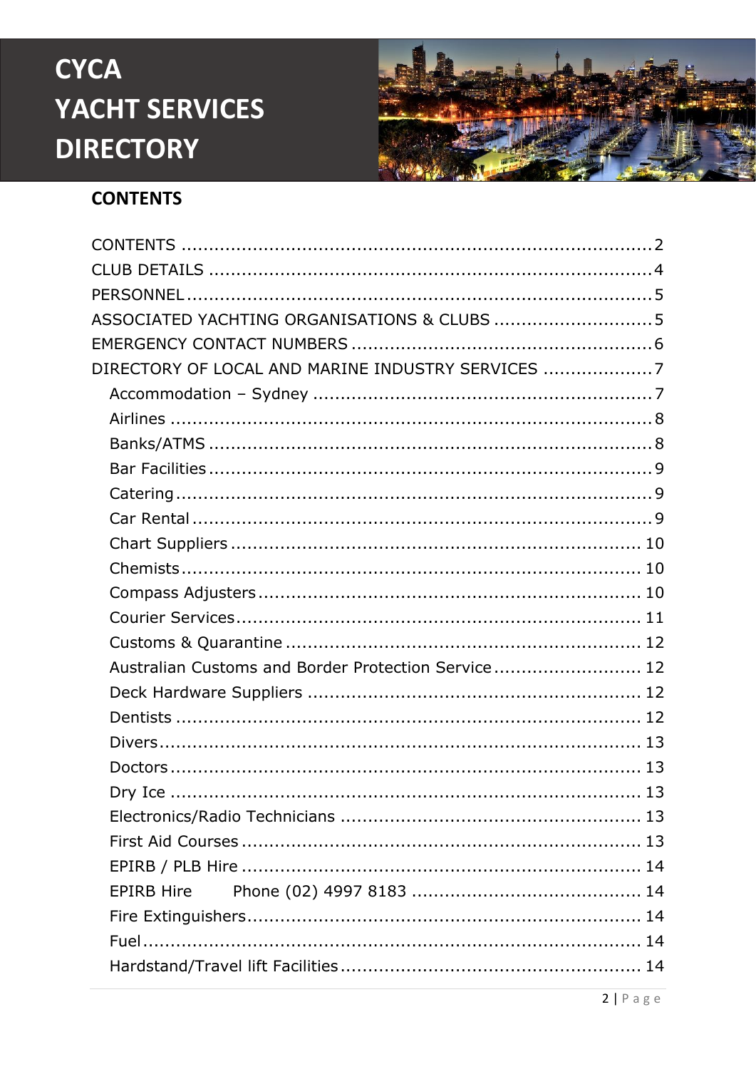# CYCA YACHT SERVICES DIRECTORY

## CONTENTS

CONTENTS ..... 2
CLUB DETAILS ..... 4
PERSONNEL ..... 5
ASSOCIATED YACHTING ORGANISATIONS & CLUBS ..... 5
EMERGENCY CONTACT NUMBERS ..... 6
DIRECTORY OF LOCAL AND MARINE INDUSTRY SERVICES ..... 7
- Accommodation – Sydney ..... 7
- Airlines ..... 8
- Banks/ATMS ..... 8
- Bar Facilities ..... 9
- Catering ..... 9
- Car Rental ..... 9
- Chart Suppliers ..... 10
- Chemists ..... 10
- Compass Adjusters ..... 10
- Courier Services ..... 11
- Customs & Quarantine ..... 12
- Australian Customs and Border Protection Service ..... 12
- Deck Hardware Suppliers ..... 12
- Dentists ..... 12
- Divers ..... 13
- Doctors ..... 13
- Dry Ice ..... 13
- Electronics/Radio Technicians ..... 13
- First Aid Courses ..... 13
- EPIRB / PLB Hire ..... 14
- EPIRB Hire Phone (02) 4997 8183 ..... 14
- Fire Extinguishers ..... 14
- Fuel ..... 14
- Hardstand/Travel lift Facilities ..... 14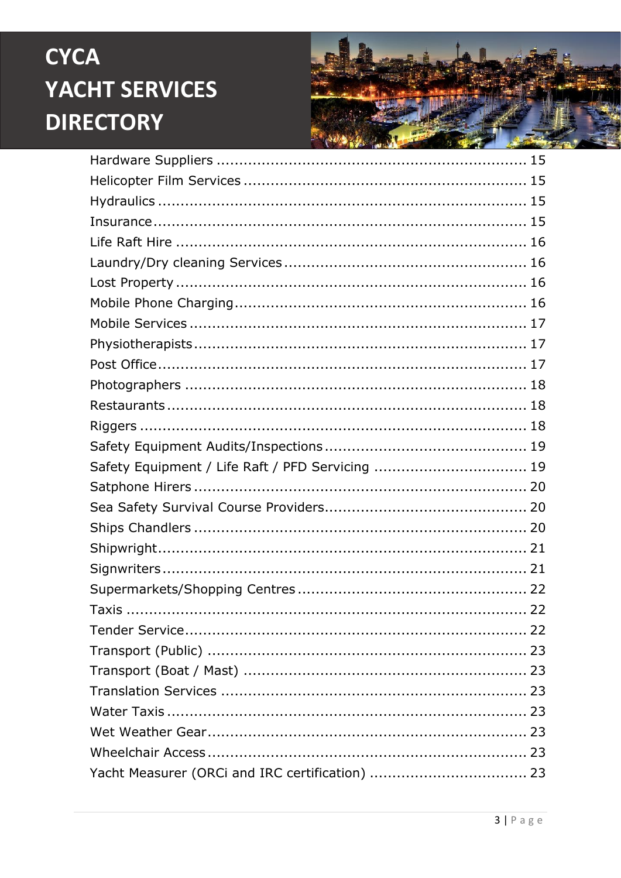Hardware Suppliers ..................................................................... 15
Helicopter Film Services ............................................................... 15
Hydraulics .................................................................................. 15
Insurance.................................................................................... 15
Life Raft Hire .............................................................................. 16
Laundry/Dry cleaning Services ...................................................... 16
Lost Property ............................................................................... 16
Mobile Phone Charging................................................................. 16
Mobile Services ........................................................................... 17
Physiotherapists........................................................................... 17
Post Office................................................................................... 17
Photographers ............................................................................ 18
Restaurants ................................................................................ 18
Riggers ...................................................................................... 18
Safety Equipment Audits/Inspections ............................................. 19
Safety Equipment / Life Raft / PFD Servicing .................................. 19
Satphone Hirers .......................................................................... 20
Sea Safety Survival Course Providers............................................. 20
Ships Chandlers .......................................................................... 20
Shipwright................................................................................... 21
Signwriters ................................................................................. 21
Supermarkets/Shopping Centres ................................................... 22
Taxis ......................................................................................... 22
Tender Service............................................................................ 22
Transport (Public) ....................................................................... 23
Transport (Boat / Mast) ............................................................... 23
Translation Services .................................................................... 23
Water Taxis ................................................................................ 23
Wet Weather Gear....................................................................... 23
Wheelchair Access ....................................................................... 23
Yacht Measurer (ORCi and IRC certification) ................................... 23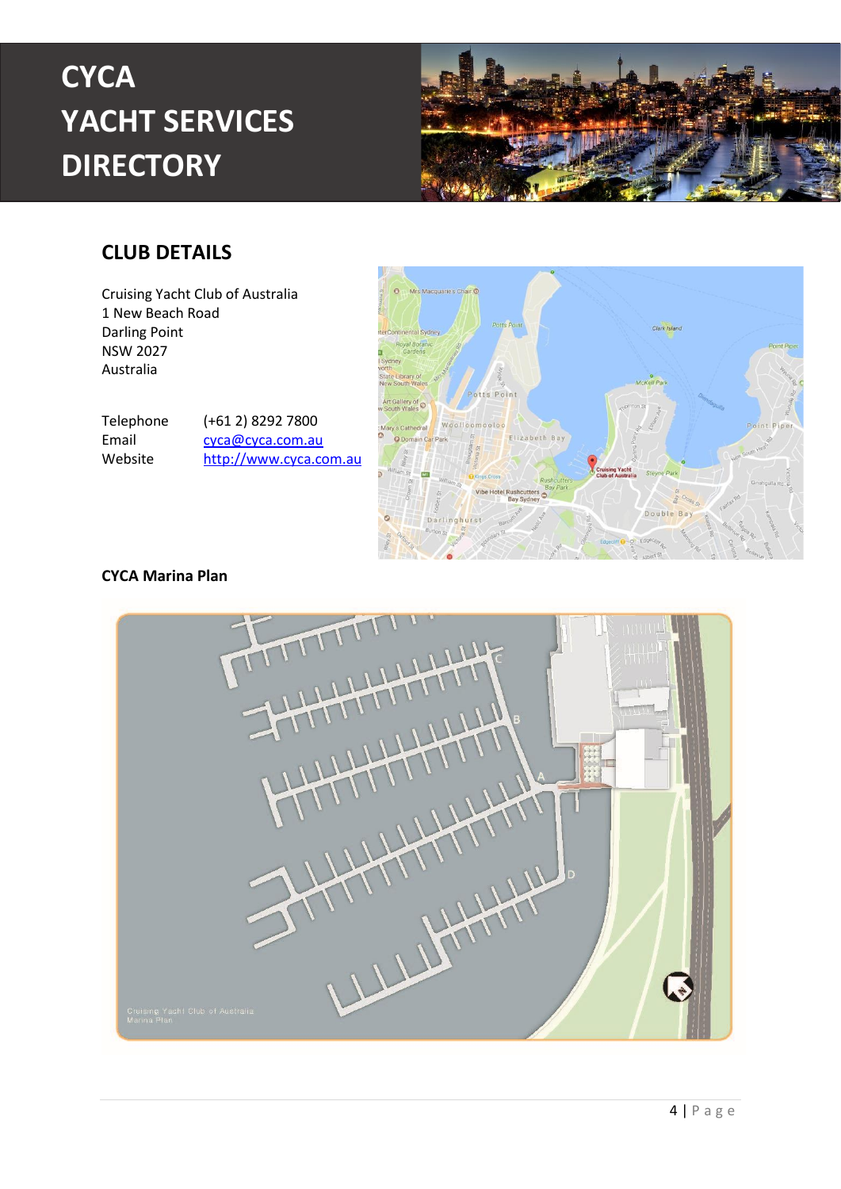# CYCA YACHT SERVICES DIRECTORY

## CLUB DETAILS

Cruising Yacht Club of Australia
1 New Beach Road
Darling Point
NSW 2027
Australia

| | |
|---|---|
| Telephone | (+61 2) 8292 7800 |
| Email | cyca@cyca.com.au |
| Website | http://www.cyca.com.au |

**CYCA Marina Plan**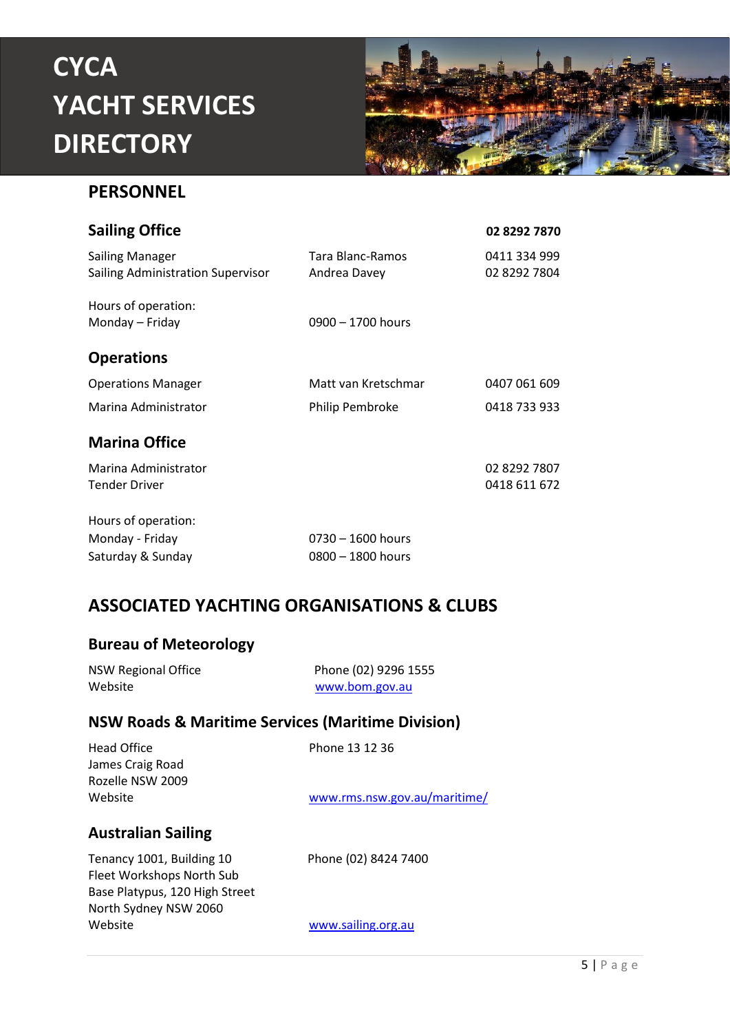# CYCA YACHT SERVICES DIRECTORY

## PERSONNEL

### Sailing Office

**02 8292 7870**

| | | |
|---|---|---|
| Sailing Manager | Tara Blanc-Ramos | 0411 334 999 |
| Sailing Administration Supervisor | Andrea Davey | 02 8292 7804 |

Hours of operation:

| | |
|---|---|
| Monday – Friday | 0900 – 1700 hours |

### Operations

| | | |
|---|---|---|
| Operations Manager | Matt van Kretschmar | 0407 061 609 |
| Marina Administrator | Philip Pembroke | 0418 733 933 |

### Marina Office

| | |
|---|---|
| Marina Administrator | 02 8292 7807 |
| Tender Driver | 0418 611 672 |

Hours of operation:

| | |
|---|---|
| Monday - Friday | 0730 – 1600 hours |
| Saturday & Sunday | 0800 – 1800 hours |

## ASSOCIATED YACHTING ORGANISATIONS & CLUBS

### Bureau of Meteorology

NSW Regional Office — Phone (02) 9296 1555
Website — www.bom.gov.au

### NSW Roads & Maritime Services (Maritime Division)

Head Office — Phone 13 12 36
James Craig Road
Rozelle NSW 2009
Website — www.rms.nsw.gov.au/maritime/

### Australian Sailing

Tenancy 1001, Building 10 — Phone (02) 8424 7400
Fleet Workshops North Sub
Base Platypus, 120 High Street
North Sydney NSW 2060
Website — www.sailing.org.au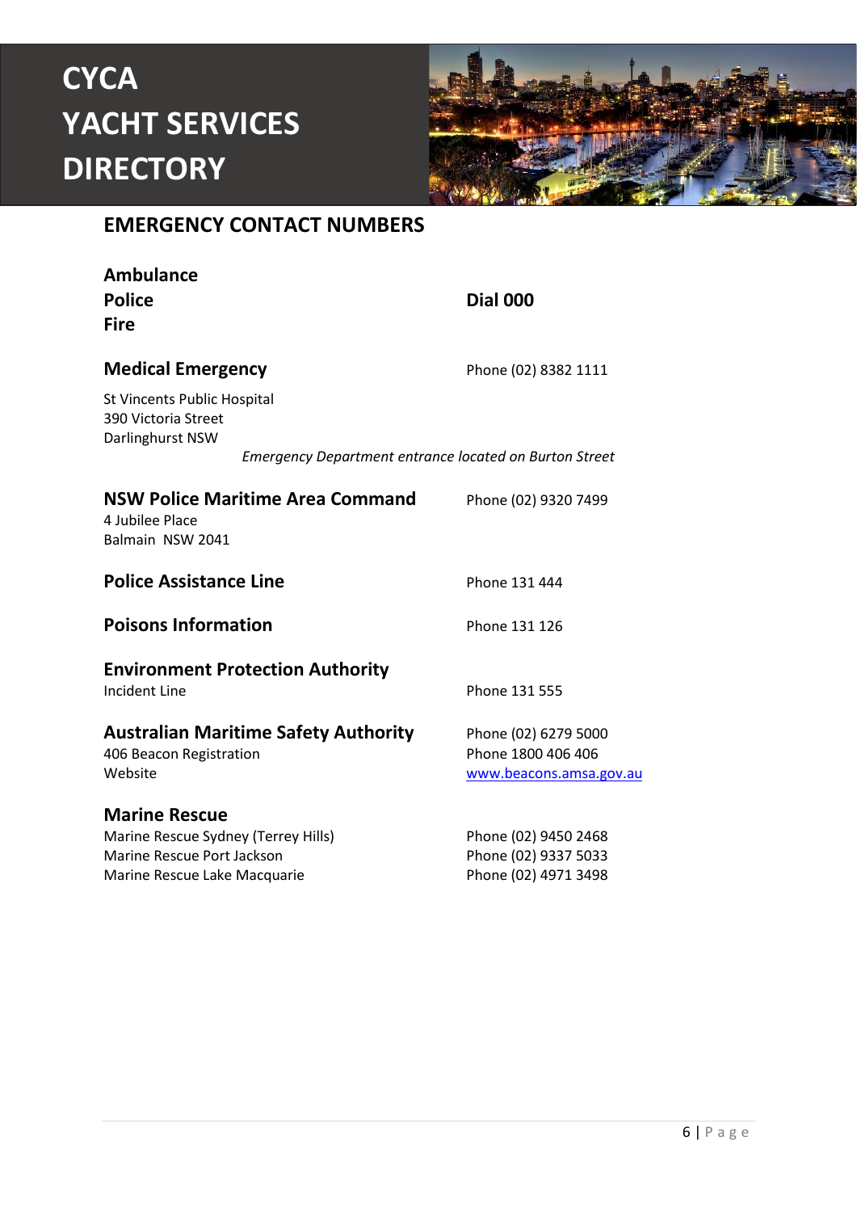# CYCA YACHT SERVICES DIRECTORY

## EMERGENCY CONTACT NUMBERS

**Ambulance**
**Police** — **Dial 000**
**Fire**

**Medical Emergency** — Phone (02) 8382 1111

St Vincents Public Hospital
390 Victoria Street
Darlinghurst NSW

*Emergency Department entrance located on Burton Street*

**NSW Police Maritime Area Command** — Phone (02) 9320 7499
4 Jubilee Place
Balmain NSW 2041

**Police Assistance Line** — Phone 131 444

**Poisons Information** — Phone 131 126

**Environment Protection Authority**
Incident Line — Phone 131 555

**Australian Maritime Safety Authority** — Phone (02) 6279 5000
406 Beacon Registration — Phone 1800 406 406
Website — www.beacons.amsa.gov.au

**Marine Rescue**
Marine Rescue Sydney (Terrey Hills) — Phone (02) 9450 2468
Marine Rescue Port Jackson — Phone (02) 9337 5033
Marine Rescue Lake Macquarie — Phone (02) 4971 3498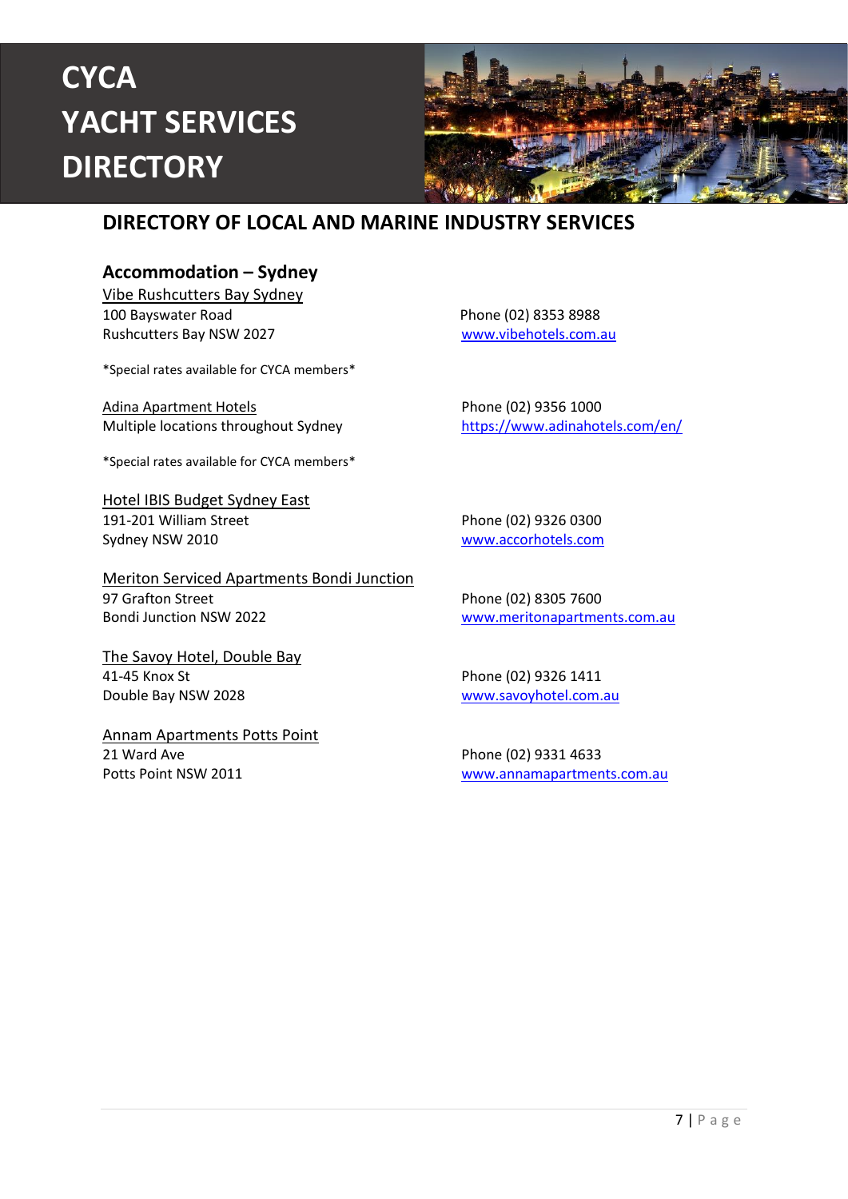# CYCA YACHT SERVICES DIRECTORY

## DIRECTORY OF LOCAL AND MARINE INDUSTRY SERVICES

### Accommodation – Sydney

Vibe Rushcutters Bay Sydney
100 Bayswater Road
Rushcutters Bay NSW 2027
Phone (02) 8353 8988
www.vibehotels.com.au

*Special rates available for CYCA members*

Adina Apartment Hotels
Multiple locations throughout Sydney
Phone (02) 9356 1000
https://www.adinahotels.com/en/

*Special rates available for CYCA members*

Hotel IBIS Budget Sydney East
191-201 William Street
Sydney NSW 2010
Phone (02) 9326 0300
www.accorhotels.com

Meriton Serviced Apartments Bondi Junction
97 Grafton Street
Bondi Junction NSW 2022
Phone (02) 8305 7600
www.meritonapartments.com.au

The Savoy Hotel, Double Bay
41-45 Knox St
Double Bay NSW 2028
Phone (02) 9326 1411
www.savoyhotel.com.au

Annam Apartments Potts Point
21 Ward Ave
Potts Point NSW 2011
Phone (02) 9331 4633
www.annamapartments.com.au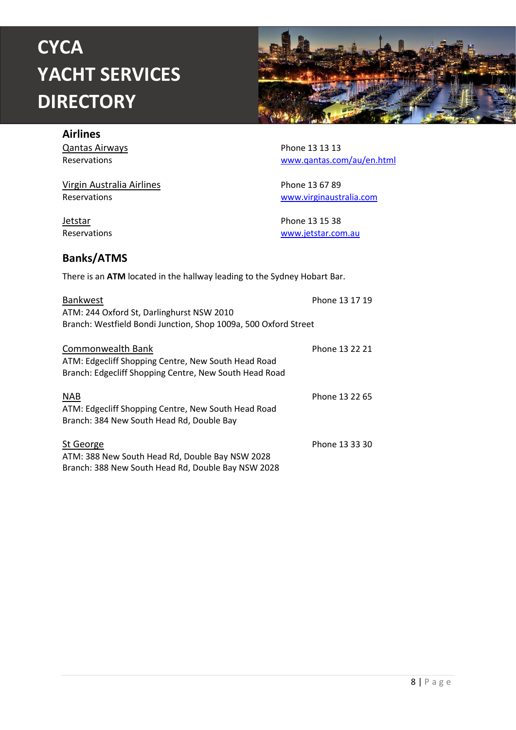# CYCA YACHT SERVICES DIRECTORY

## Airlines

Qantas Airways
Reservations
Phone 13 13 13
www.qantas.com/au/en.html

Virgin Australia Airlines
Reservations
Phone 13 67 89
www.virginaustralia.com

Jetstar
Reservations
Phone 13 15 38
www.jetstar.com.au

## Banks/ATMS

There is an **ATM** located in the hallway leading to the Sydney Hobart Bar.

Bankwest
Phone 13 17 19
ATM: 244 Oxford St, Darlinghurst NSW 2010
Branch: Westfield Bondi Junction, Shop 1009a, 500 Oxford Street

Commonwealth Bank
Phone 13 22 21
ATM: Edgecliff Shopping Centre, New South Head Road
Branch: Edgecliff Shopping Centre, New South Head Road

NAB
Phone 13 22 65
ATM: Edgecliff Shopping Centre, New South Head Road
Branch: 384 New South Head Rd, Double Bay

St George
Phone 13 33 30
ATM: 388 New South Head Rd, Double Bay NSW 2028
Branch: 388 New South Head Rd, Double Bay NSW 2028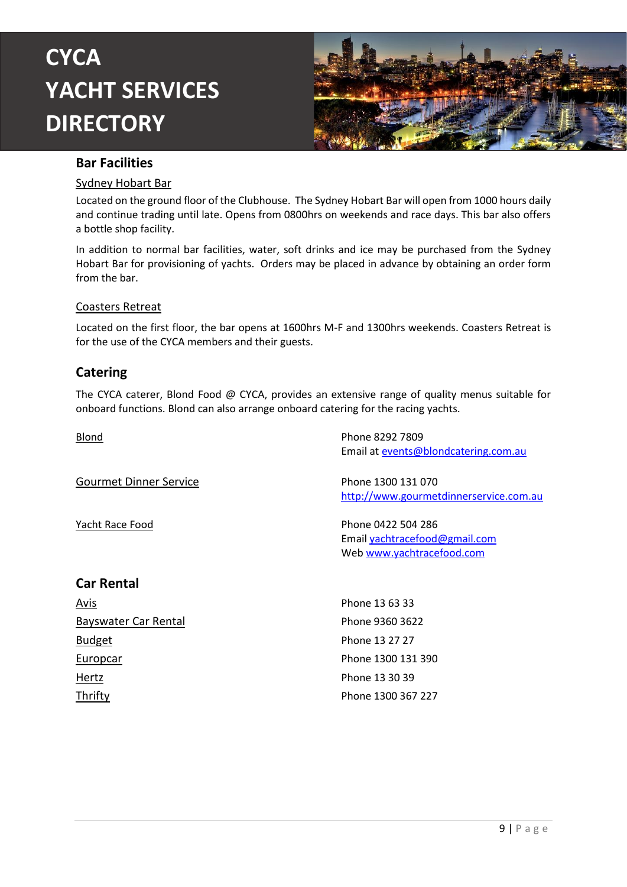# CYCA YACHT SERVICES DIRECTORY

## Bar Facilities

Sydney Hobart Bar

Located on the ground floor of the Clubhouse. The Sydney Hobart Bar will open from 1000 hours daily and continue trading until late. Opens from 0800hrs on weekends and race days. This bar also offers a bottle shop facility.

In addition to normal bar facilities, water, soft drinks and ice may be purchased from the Sydney Hobart Bar for provisioning of yachts. Orders may be placed in advance by obtaining an order form from the bar.

Coasters Retreat

Located on the first floor, the bar opens at 1600hrs M-F and 1300hrs weekends. Coasters Retreat is for the use of the CYCA members and their guests.

## Catering

The CYCA caterer, Blond Food @ CYCA, provides an extensive range of quality menus suitable for onboard functions. Blond can also arrange onboard catering for the racing yachts.

| | |
|---|---|
| Blond | Phone 8292 7809<br>Email at events@blondcatering.com.au |
| Gourmet Dinner Service | Phone 1300 131 070<br>http://www.gourmetdinnerservice.com.au |
| Yacht Race Food | Phone 0422 504 286<br>Email yachtracefood@gmail.com<br>Web www.yachtracefood.com |

## Car Rental

| | |
|---|---|
| Avis | Phone 13 63 33 |
| Bayswater Car Rental | Phone 9360 3622 |
| Budget | Phone 13 27 27 |
| Europcar | Phone 1300 131 390 |
| Hertz | Phone 13 30 39 |
| Thrifty | Phone 1300 367 227 |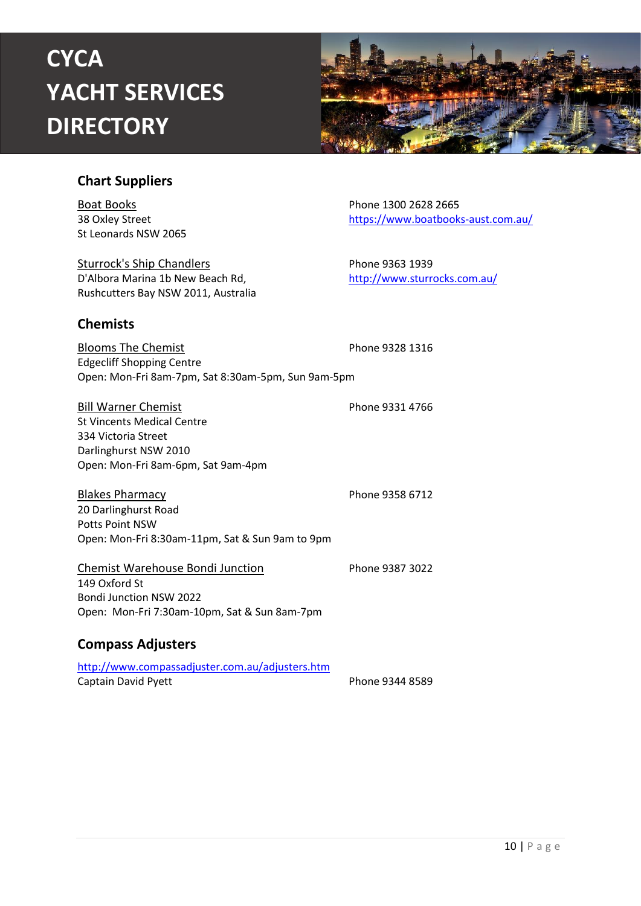# CYCA YACHT SERVICES DIRECTORY

## Chart Suppliers

Boat Books
38 Oxley Street
St Leonards NSW 2065
Phone 1300 2628 2665
https://www.boatbooks-aust.com.au/

Sturrock's Ship Chandlers
D'Albora Marina 1b New Beach Rd,
Rushcutters Bay NSW 2011, Australia
Phone 9363 1939
http://www.sturrocks.com.au/

## Chemists

Blooms The Chemist
Edgecliff Shopping Centre
Open: Mon-Fri 8am-7pm, Sat 8:30am-5pm, Sun 9am-5pm
Phone 9328 1316

Bill Warner Chemist
St Vincents Medical Centre
334 Victoria Street
Darlinghurst NSW 2010
Open: Mon-Fri 8am-6pm, Sat 9am-4pm
Phone 9331 4766

Blakes Pharmacy
20 Darlinghurst Road
Potts Point NSW
Open: Mon-Fri 8:30am-11pm, Sat & Sun 9am to 9pm
Phone 9358 6712

Chemist Warehouse Bondi Junction
149 Oxford St
Bondi Junction NSW 2022
Open: Mon-Fri 7:30am-10pm, Sat & Sun 8am-7pm
Phone 9387 3022

## Compass Adjusters

http://www.compassadjuster.com.au/adjusters.htm
Captain David Pyett
Phone 9344 8589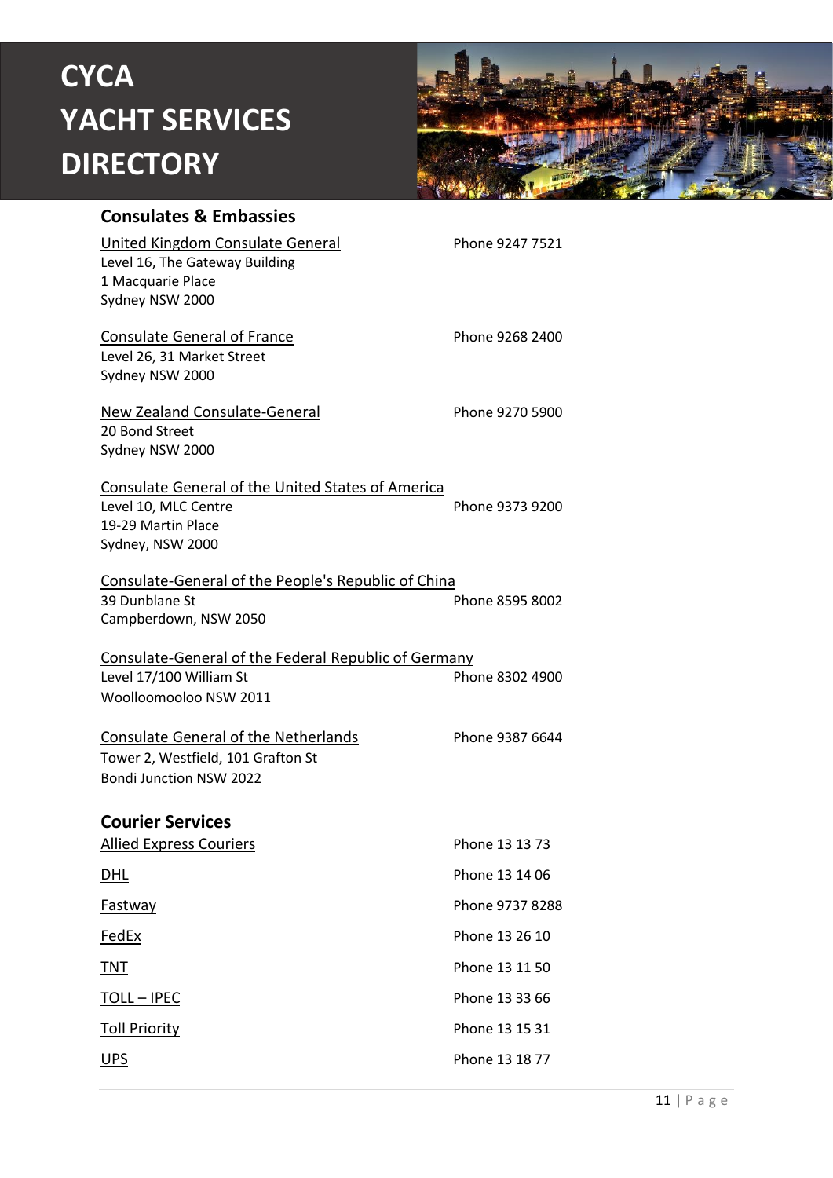# CYCA YACHT SERVICES DIRECTORY

## Consulates & Embassies

United Kingdom Consulate General
Level 16, The Gateway Building
1 Macquarie Place
Sydney NSW 2000
Phone 9247 7521

Consulate General of France
Level 26, 31 Market Street
Sydney NSW 2000
Phone 9268 2400

New Zealand Consulate-General
20 Bond Street
Sydney NSW 2000
Phone 9270 5900

Consulate General of the United States of America
Level 10, MLC Centre
19-29 Martin Place
Sydney, NSW 2000
Phone 9373 9200

Consulate-General of the People's Republic of China
39 Dunblane St
Campberdown, NSW 2050
Phone 8595 8002

Consulate-General of the Federal Republic of Germany
Level 17/100 William St
Woolloomooloo NSW 2011
Phone 8302 4900

Consulate General of the Netherlands
Tower 2, Westfield, 101 Grafton St
Bondi Junction NSW 2022
Phone 9387 6644

## Courier Services

Allied Express Couriers — Phone 13 13 73

DHL — Phone 13 14 06

Fastway — Phone 9737 8288

FedEx — Phone 13 26 10

TNT — Phone 13 11 50

TOLL – IPEC — Phone 13 33 66

Toll Priority — Phone 13 15 31

UPS — Phone 13 18 77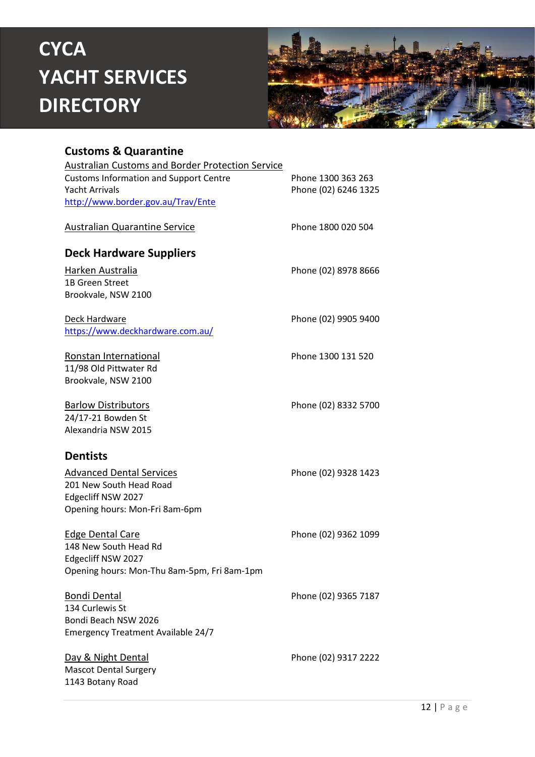# CYCA YACHT SERVICES DIRECTORY

## Customs & Quarantine

Australian Customs and Border Protection Service
Customs Information and Support Centre — Phone 1300 363 263
Yacht Arrivals — Phone (02) 6246 1325
http://www.border.gov.au/Trav/Ente

Australian Quarantine Service — Phone 1800 020 504

## Deck Hardware Suppliers

Harken Australia — Phone (02) 8978 8666
1B Green Street
Brookvale, NSW 2100

Deck Hardware — Phone (02) 9905 9400
https://www.deckhardware.com.au/

Ronstan International — Phone 1300 131 520
11/98 Old Pittwater Rd
Brookvale, NSW 2100

Barlow Distributors — Phone (02) 8332 5700
24/17-21 Bowden St
Alexandria NSW 2015

## Dentists

Advanced Dental Services — Phone (02) 9328 1423
201 New South Head Road
Edgecliff NSW 2027
Opening hours: Mon-Fri 8am-6pm

Edge Dental Care — Phone (02) 9362 1099
148 New South Head Rd
Edgecliff NSW 2027
Opening hours: Mon-Thu 8am-5pm, Fri 8am-1pm

Bondi Dental — Phone (02) 9365 7187
134 Curlewis St
Bondi Beach NSW 2026
Emergency Treatment Available 24/7

Day & Night Dental — Phone (02) 9317 2222
Mascot Dental Surgery
1143 Botany Road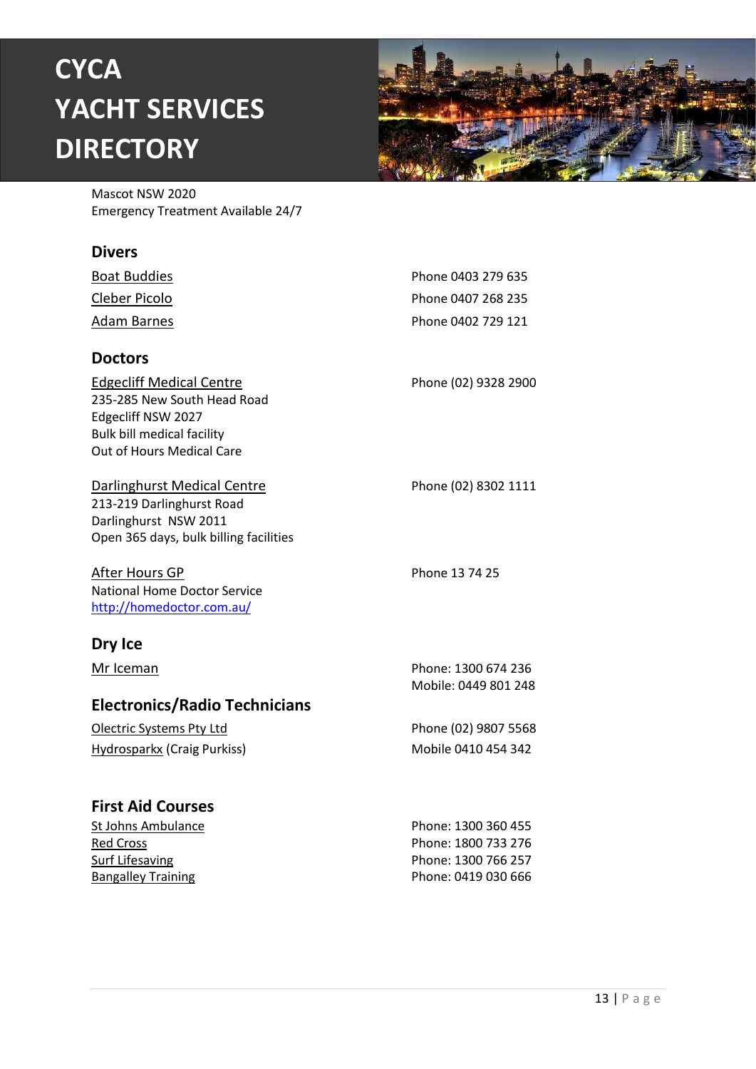Mascot NSW 2020
Emergency Treatment Available 24/7

## Divers

Boat Buddies — Phone 0403 279 635

Cleber Picolo — Phone 0407 268 235

Adam Barnes — Phone 0402 729 121

## Doctors

Edgecliff Medical Centre — Phone (02) 9328 2900
235-285 New South Head Road
Edgecliff NSW 2027
Bulk bill medical facility
Out of Hours Medical Care

Darlinghurst Medical Centre — Phone (02) 8302 1111
213-219 Darlinghurst Road
Darlinghurst NSW 2011
Open 365 days, bulk billing facilities

After Hours GP — Phone 13 74 25
National Home Doctor Service
http://homedoctor.com.au/

## Dry Ice

Mr Iceman — Phone: 1300 674 236
Mobile: 0449 801 248

## Electronics/Radio Technicians

Olectric Systems Pty Ltd — Phone (02) 9807 5568

Hydrosparkx (Craig Purkiss) — Mobile 0410 454 342

## First Aid Courses

St Johns Ambulance — Phone: 1300 360 455
Red Cross — Phone: 1800 733 276
Surf Lifesaving — Phone: 1300 766 257
Bangalley Training — Phone: 0419 030 666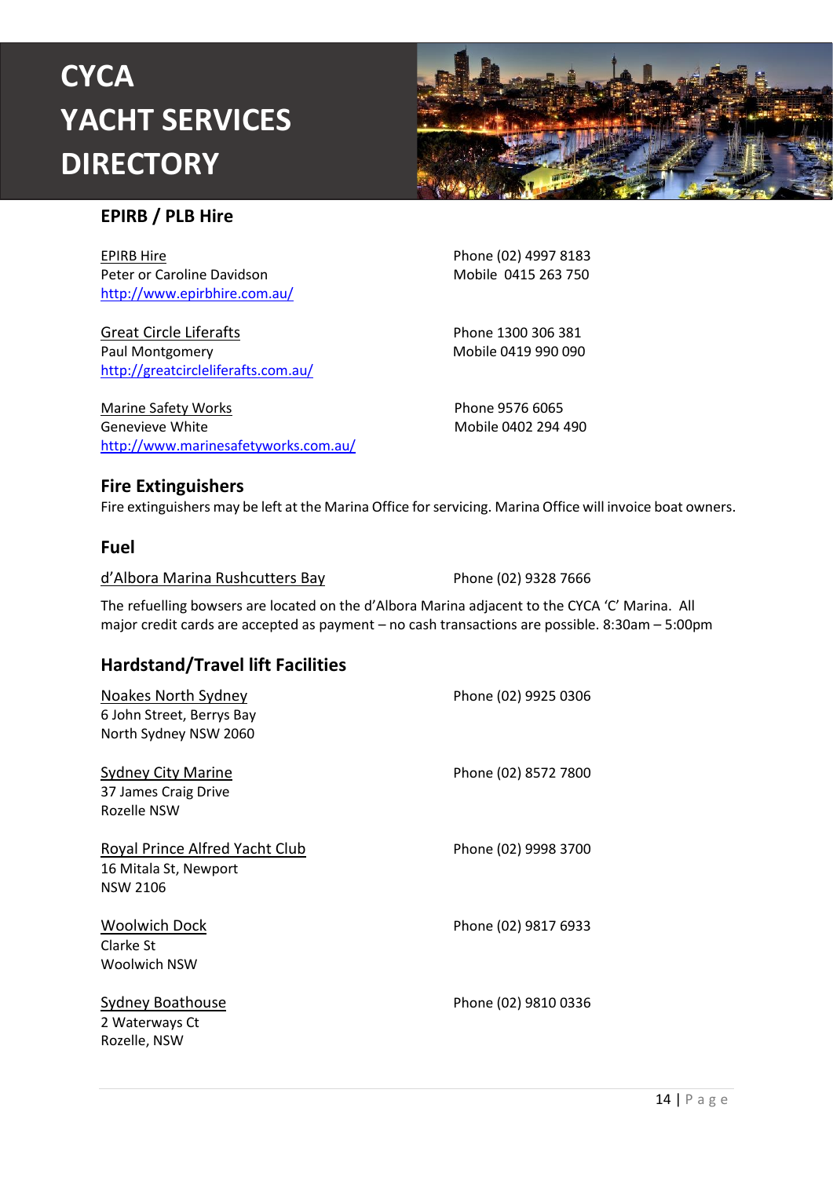# CYCA YACHT SERVICES DIRECTORY

## EPIRB / PLB Hire

EPIRB Hire
Peter or Caroline Davidson
http://www.epirbhire.com.au/
Phone (02) 4997 8183
Mobile 0415 263 750

Great Circle Liferafts
Paul Montgomery
http://greatcircleliferafts.com.au/
Phone 1300 306 381
Mobile 0419 990 090

Marine Safety Works
Genevieve White
http://www.marinesafetyworks.com.au/
Phone 9576 6065
Mobile 0402 294 490

## Fire Extinguishers

Fire extinguishers may be left at the Marina Office for servicing. Marina Office will invoice boat owners.

## Fuel

d'Albora Marina Rushcutters Bay
Phone (02) 9328 7666

The refuelling bowsers are located on the d'Albora Marina adjacent to the CYCA 'C' Marina. All major credit cards are accepted as payment – no cash transactions are possible. 8:30am – 5:00pm

## Hardstand/Travel lift Facilities

Noakes North Sydney
6 John Street, Berrys Bay
North Sydney NSW 2060
Phone (02) 9925 0306

Sydney City Marine
37 James Craig Drive
Rozelle NSW
Phone (02) 8572 7800

Royal Prince Alfred Yacht Club
16 Mitala St, Newport
NSW 2106
Phone (02) 9998 3700

Woolwich Dock
Clarke St
Woolwich NSW
Phone (02) 9817 6933

Sydney Boathouse
2 Waterways Ct
Rozelle, NSW
Phone (02) 9810 0336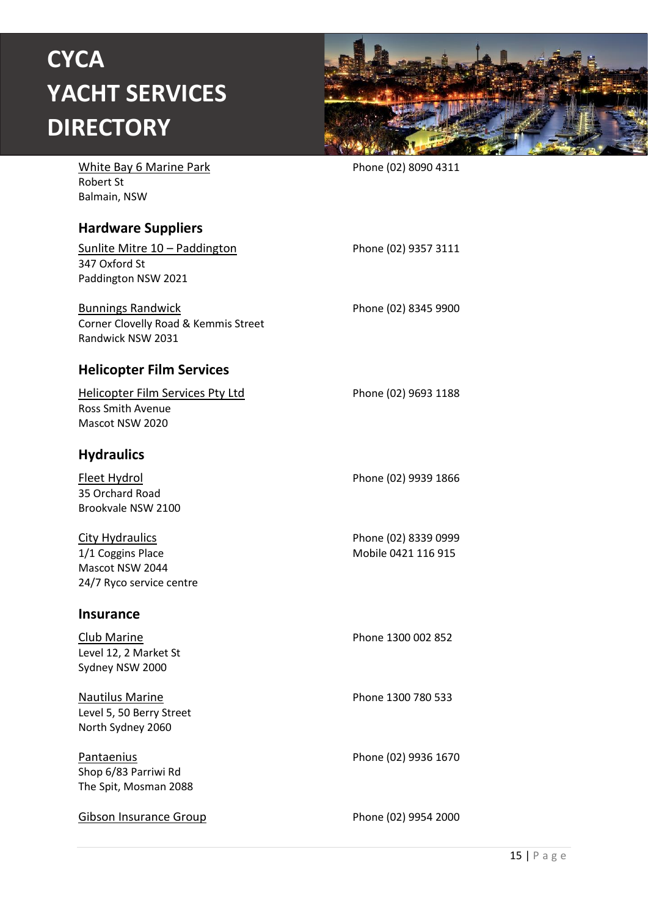White Bay 6 Marine Park
Robert St
Balmain, NSW

Phone (02) 8090 4311

## Hardware Suppliers

Sunlite Mitre 10 – Paddington
347 Oxford St
Paddington NSW 2021

Phone (02) 9357 3111

Bunnings Randwick
Corner Clovelly Road & Kemmis Street
Randwick NSW 2031

Phone (02) 8345 9900

## Helicopter Film Services

Helicopter Film Services Pty Ltd
Ross Smith Avenue
Mascot NSW 2020

Phone (02) 9693 1188

## Hydraulics

Fleet Hydrol
35 Orchard Road
Brookvale NSW 2100

Phone (02) 9939 1866

City Hydraulics
1/1 Coggins Place
Mascot NSW 2044
24/7 Ryco service centre

Phone (02) 8339 0999
Mobile 0421 116 915

## Insurance

Club Marine
Level 12, 2 Market St
Sydney NSW 2000

Phone 1300 002 852

Nautilus Marine
Level 5, 50 Berry Street
North Sydney 2060

Phone 1300 780 533

Pantaenius
Shop 6/83 Parriwi Rd
The Spit, Mosman 2088

Phone (02) 9936 1670

Gibson Insurance Group

Phone (02) 9954 2000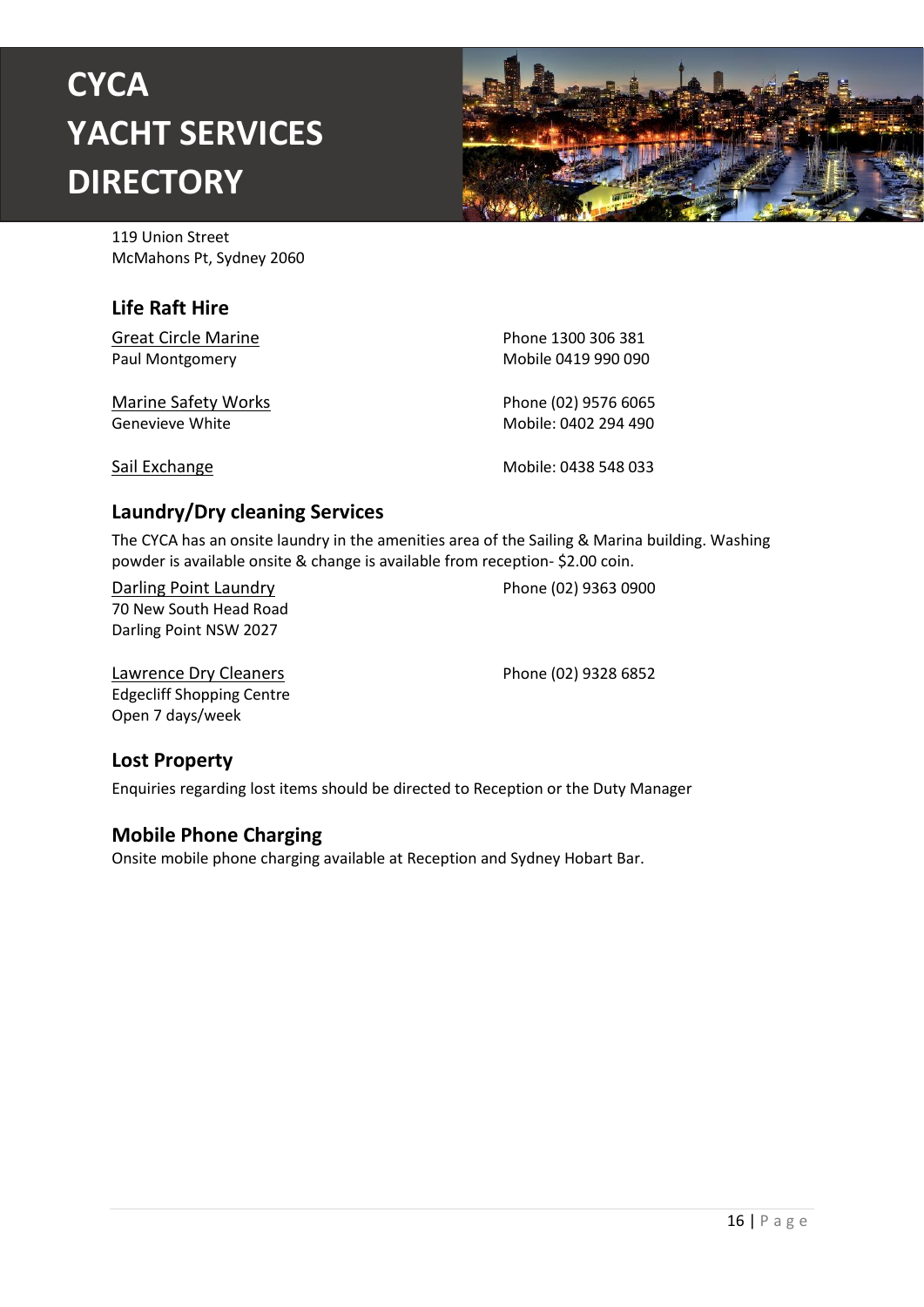119 Union Street
McMahons Pt, Sydney 2060

## Life Raft Hire

Great Circle Marine
Paul Montgomery
Phone 1300 306 381
Mobile 0419 990 090

Marine Safety Works
Genevieve White
Phone (02) 9576 6065
Mobile: 0402 294 490

Sail Exchange
Mobile: 0438 548 033

## Laundry/Dry cleaning Services

The CYCA has an onsite laundry in the amenities area of the Sailing & Marina building. Washing powder is available onsite & change is available from reception- $2.00 coin.

Darling Point Laundry
70 New South Head Road
Darling Point NSW 2027
Phone (02) 9363 0900

Lawrence Dry Cleaners
Edgecliff Shopping Centre
Open 7 days/week
Phone (02) 9328 6852

## Lost Property

Enquiries regarding lost items should be directed to Reception or the Duty Manager

## Mobile Phone Charging

Onsite mobile phone charging available at Reception and Sydney Hobart Bar.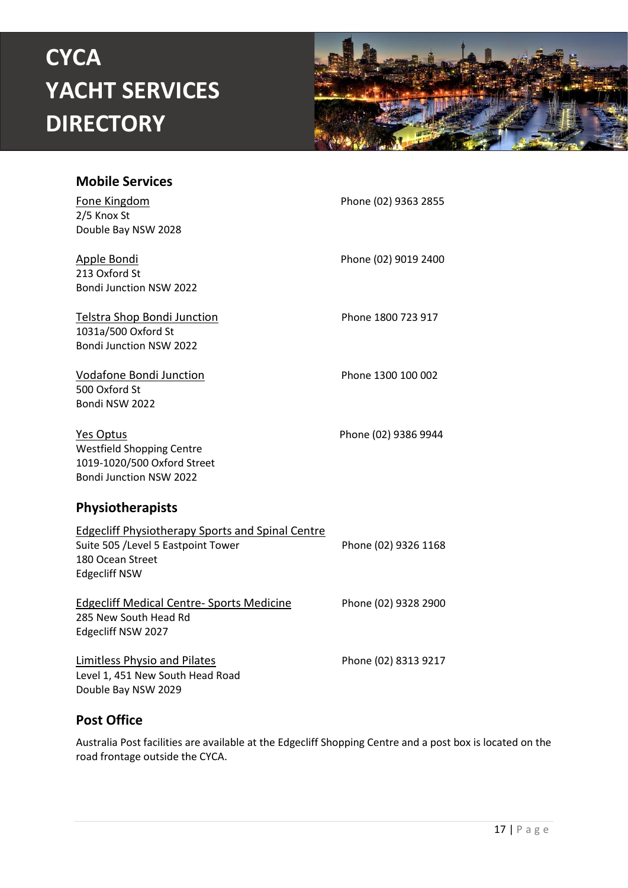# CYCA YACHT SERVICES DIRECTORY

## Mobile Services

Fone Kingdom
2/5 Knox St
Double Bay NSW 2028
Phone (02) 9363 2855

Apple Bondi
213 Oxford St
Bondi Junction NSW 2022
Phone (02) 9019 2400

Telstra Shop Bondi Junction
1031a/500 Oxford St
Bondi Junction NSW 2022
Phone 1800 723 917

Vodafone Bondi Junction
500 Oxford St
Bondi NSW 2022
Phone 1300 100 002

Yes Optus
Westfield Shopping Centre
1019-1020/500 Oxford Street
Bondi Junction NSW 2022
Phone (02) 9386 9944

## Physiotherapists

Edgecliff Physiotherapy Sports and Spinal Centre
Suite 505 /Level 5 Eastpoint Tower
180 Ocean Street
Edgecliff NSW
Phone (02) 9326 1168

Edgecliff Medical Centre- Sports Medicine
285 New South Head Rd
Edgecliff NSW 2027
Phone (02) 9328 2900

Limitless Physio and Pilates
Level 1, 451 New South Head Road
Double Bay NSW 2029
Phone (02) 8313 9217

## Post Office

Australia Post facilities are available at the Edgecliff Shopping Centre and a post box is located on the road frontage outside the CYCA.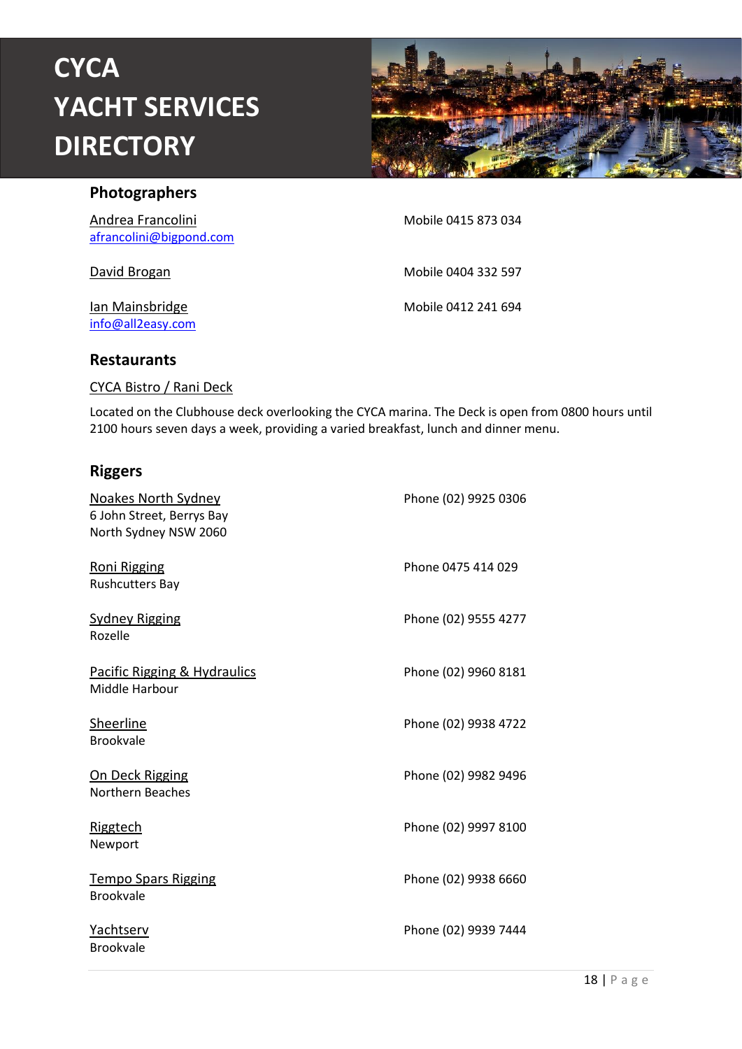# CYCA YACHT SERVICES DIRECTORY

## Photographers

Andrea Francolini
afrancolini@bigpond.com
Mobile 0415 873 034

David Brogan
Mobile 0404 332 597

Ian Mainsbridge
info@all2easy.com
Mobile 0412 241 694

## Restaurants

CYCA Bistro / Rani Deck

Located on the Clubhouse deck overlooking the CYCA marina. The Deck is open from 0800 hours until 2100 hours seven days a week, providing a varied breakfast, lunch and dinner menu.

## Riggers

Noakes North Sydney
6 John Street, Berrys Bay
North Sydney NSW 2060
Phone (02) 9925 0306

Roni Rigging
Rushcutters Bay
Phone 0475 414 029

Sydney Rigging
Rozelle
Phone (02) 9555 4277

Pacific Rigging & Hydraulics
Middle Harbour
Phone (02) 9960 8181

Sheerline
Brookvale
Phone (02) 9938 4722

On Deck Rigging
Northern Beaches
Phone (02) 9982 9496

Riggtech
Newport
Phone (02) 9997 8100

Tempo Spars Rigging
Brookvale
Phone (02) 9938 6660

Yachtserv
Brookvale
Phone (02) 9939 7444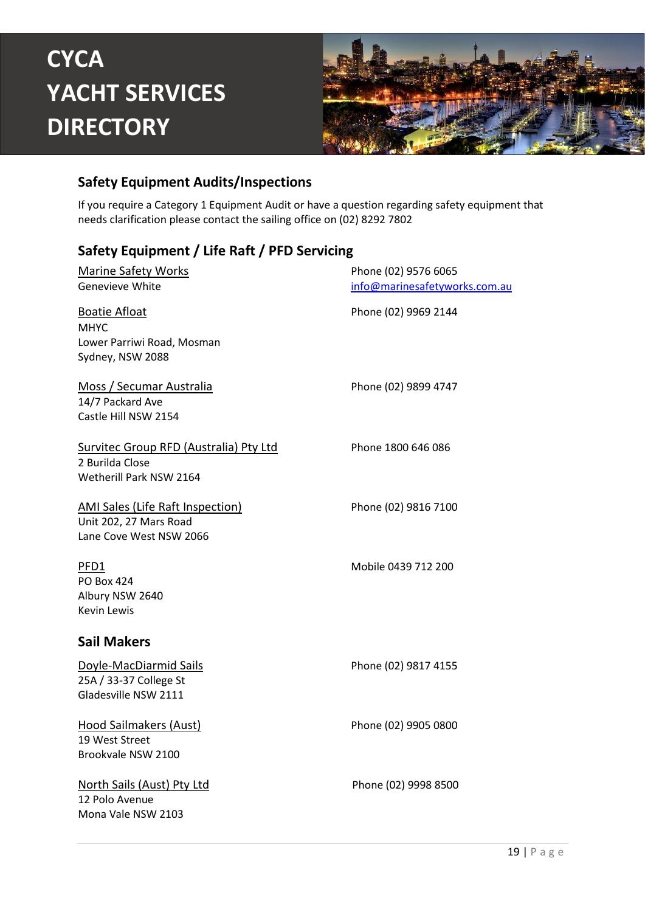# CYCA YACHT SERVICES DIRECTORY

## Safety Equipment Audits/Inspections

If you require a Category 1 Equipment Audit or have a question regarding safety equipment that needs clarification please contact the sailing office on (02) 8292 7802

## Safety Equipment / Life Raft / PFD Servicing

Marine Safety Works
Genevieve White
Phone (02) 9576 6065
info@marinesafetyworks.com.au

Boatie Afloat
MHYC
Lower Parriwi Road, Mosman
Sydney, NSW 2088
Phone (02) 9969 2144

Moss / Secumar Australia
14/7 Packard Ave
Castle Hill NSW 2154
Phone (02) 9899 4747

Survitec Group RFD (Australia) Pty Ltd
2 Burilda Close
Wetherill Park NSW 2164
Phone 1800 646 086

AMI Sales (Life Raft Inspection)
Unit 202, 27 Mars Road
Lane Cove West NSW 2066
Phone (02) 9816 7100

PFD1
PO Box 424
Albury NSW 2640
Kevin Lewis
Mobile 0439 712 200

## Sail Makers

Doyle-MacDiarmid Sails
25A / 33-37 College St
Gladesville NSW 2111
Phone (02) 9817 4155

Hood Sailmakers (Aust)
19 West Street
Brookvale NSW 2100
Phone (02) 9905 0800

North Sails (Aust) Pty Ltd
12 Polo Avenue
Mona Vale NSW 2103
Phone (02) 9998 8500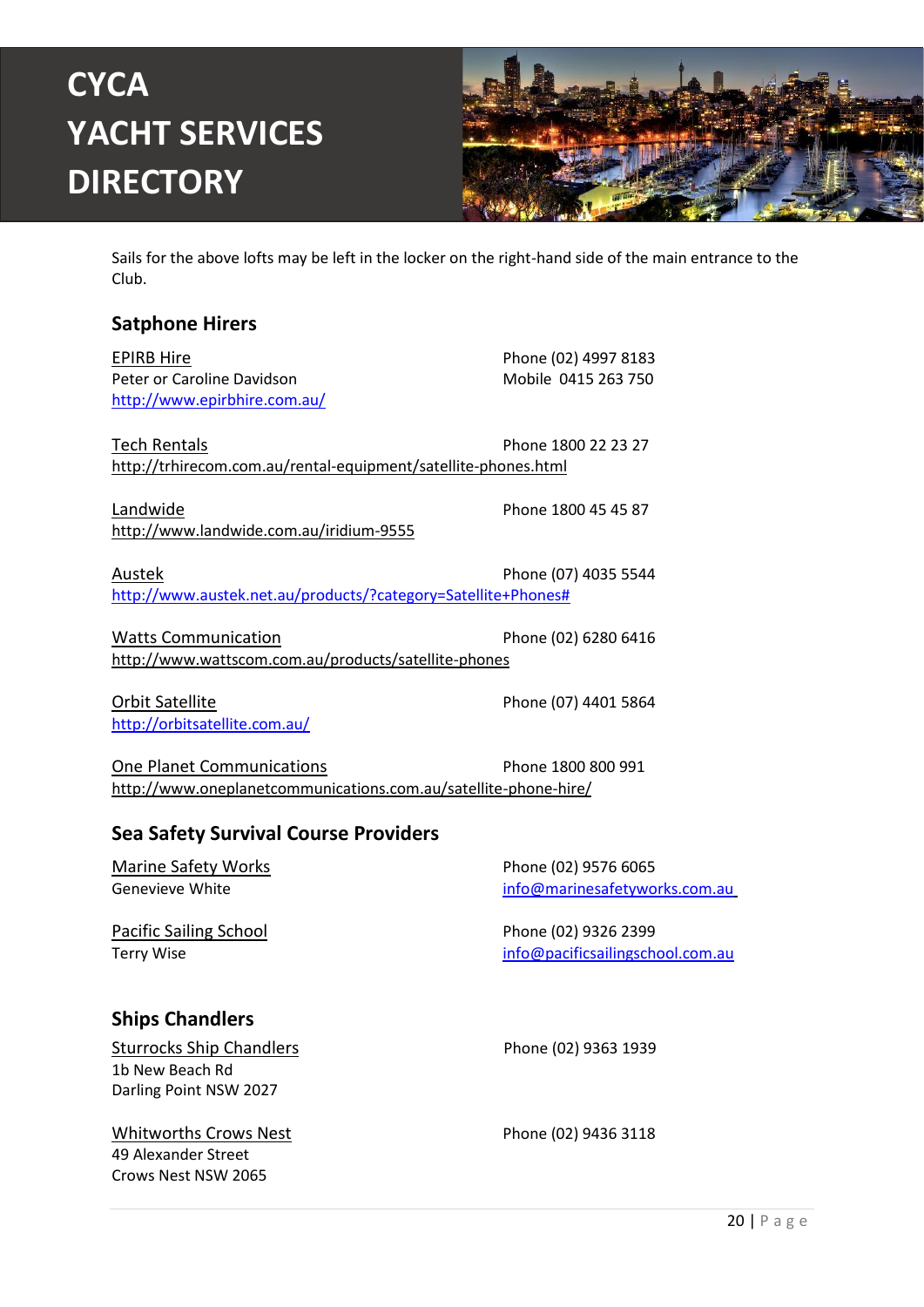# CYCA YACHT SERVICES DIRECTORY

Sails for the above lofts may be left in the locker on the right-hand side of the main entrance to the Club.

## Satphone Hirers

EPIRB Hire
Peter or Caroline Davidson
http://www.epirbhire.com.au/
Phone (02) 4997 8183
Mobile 0415 263 750

Tech Rentals
http://trhirecom.com.au/rental-equipment/satellite-phones.html
Phone 1800 22 23 27

Landwide
http://www.landwide.com.au/iridium-9555
Phone 1800 45 45 87

Austek
http://www.austek.net.au/products/?category=Satellite+Phones#
Phone (07) 4035 5544

Watts Communication
http://www.wattscom.com.au/products/satellite-phones
Phone (02) 6280 6416

Orbit Satellite
http://orbitsatellite.com.au/
Phone (07) 4401 5864

One Planet Communications
http://www.oneplanetcommunications.com.au/satellite-phone-hire/
Phone 1800 800 991

## Sea Safety Survival Course Providers

Marine Safety Works
Genevieve White
Phone (02) 9576 6065
info@marinesafetyworks.com.au

Pacific Sailing School
Terry Wise
Phone (02) 9326 2399
info@pacificsailingschool.com.au

## Ships Chandlers

Sturrocks Ship Chandlers
1b New Beach Rd
Darling Point NSW 2027
Phone (02) 9363 1939

Whitworths Crows Nest
49 Alexander Street
Crows Nest NSW 2065
Phone (02) 9436 3118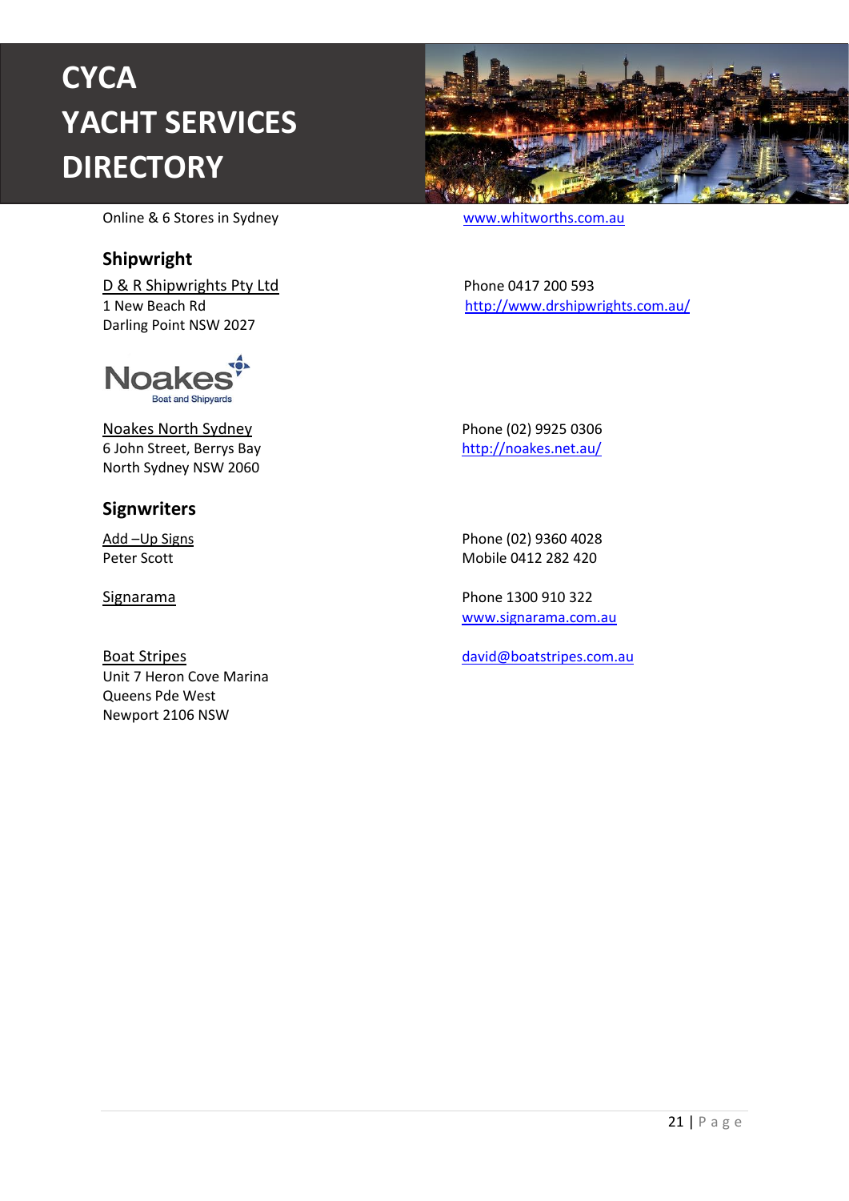# CYCA YACHT SERVICES DIRECTORY

Online & 6 Stores in Sydney — www.whitworths.com.au

## Shipwright

D & R Shipwrights Pty Ltd
1 New Beach Rd
Darling Point NSW 2027

Phone 0417 200 593
http://www.drshipwrights.com.au/

Noakes Boat and Shipyards

Noakes North Sydney
6 John Street, Berrys Bay
North Sydney NSW 2060

Phone (02) 9925 0306
http://noakes.net.au/

## Signwriters

Add –Up Signs
Peter Scott

Phone (02) 9360 4028
Mobile 0412 282 420

Signarama

Phone 1300 910 322
www.signarama.com.au

Boat Stripes
Unit 7 Heron Cove Marina
Queens Pde West
Newport 2106 NSW

david@boatstripes.com.au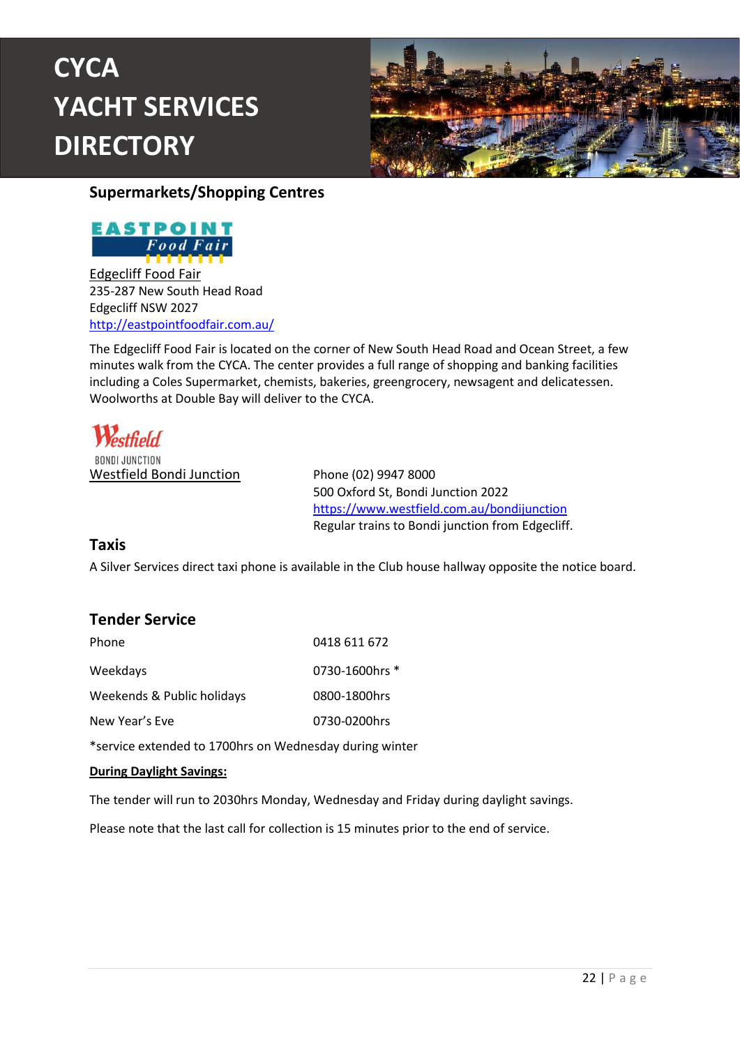# CYCA YACHT SERVICES DIRECTORY

## Supermarkets/Shopping Centres

EASTPOINT Food Fair

Edgecliff Food Fair
235-287 New South Head Road
Edgecliff NSW 2027
http://eastpointfoodfair.com.au/

The Edgecliff Food Fair is located on the corner of New South Head Road and Ocean Street, a few minutes walk from the CYCA. The center provides a full range of shopping and banking facilities including a Coles Supermarket, chemists, bakeries, greengrocery, newsagent and delicatessen. Woolworths at Double Bay will deliver to the CYCA.

Westfield BONDI JUNCTION

Westfield Bondi Junction

Phone (02) 9947 8000
500 Oxford St, Bondi Junction 2022
https://www.westfield.com.au/bondijunction
Regular trains to Bondi junction from Edgecliff.

## Taxis

A Silver Services direct taxi phone is available in the Club house hallway opposite the notice board.

## Tender Service

| | |
|---|---|
| Phone | 0418 611 672 |
| Weekdays | 0730-1600hrs * |
| Weekends & Public holidays | 0800-1800hrs |
| New Year's Eve | 0730-0200hrs |

*service extended to 1700hrs on Wednesday during winter

**During Daylight Savings:**

The tender will run to 2030hrs Monday, Wednesday and Friday during daylight savings.

Please note that the last call for collection is 15 minutes prior to the end of service.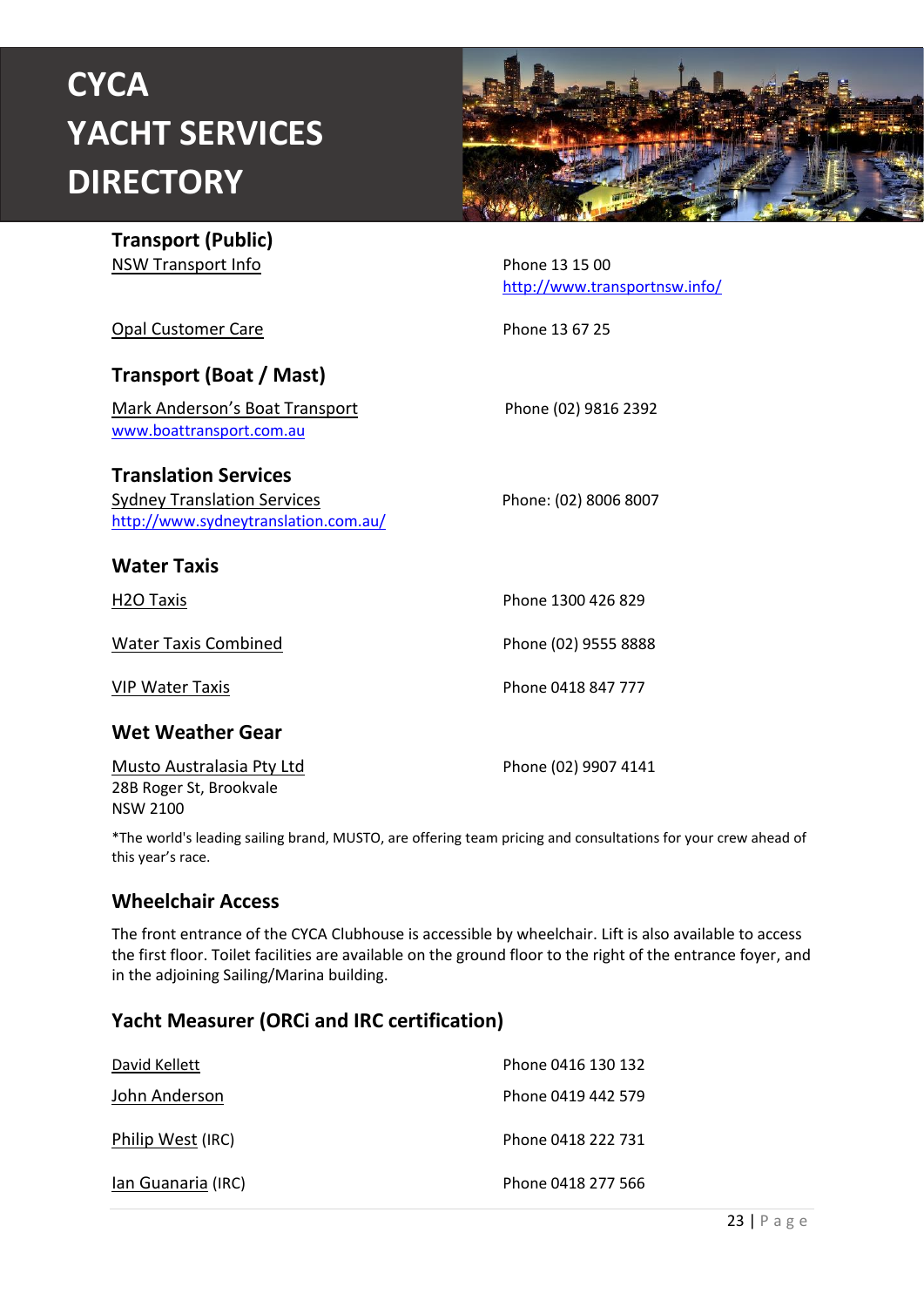# CYCA YACHT SERVICES DIRECTORY

## Transport (Public)

NSW Transport Info
Phone 13 15 00
http://www.transportnsw.info/

Opal Customer Care
Phone 13 67 25

## Transport (Boat / Mast)

Mark Anderson's Boat Transport
www.boattransport.com.au
Phone (02) 9816 2392

## Translation Services

Sydney Translation Services
http://www.sydneytranslation.com.au/
Phone: (02) 8006 8007

## Water Taxis

H2O Taxis
Phone 1300 426 829

Water Taxis Combined
Phone (02) 9555 8888

VIP Water Taxis
Phone 0418 847 777

## Wet Weather Gear

Musto Australasia Pty Ltd
28B Roger St, Brookvale
NSW 2100
Phone (02) 9907 4141

*The world's leading sailing brand, MUSTO, are offering team pricing and consultations for your crew ahead of this year's race.

## Wheelchair Access

The front entrance of the CYCA Clubhouse is accessible by wheelchair. Lift is also available to access the first floor. Toilet facilities are available on the ground floor to the right of the entrance foyer, and in the adjoining Sailing/Marina building.

## Yacht Measurer (ORCi and IRC certification)

David Kellett
Phone 0416 130 132

John Anderson
Phone 0419 442 579

Philip West (IRC)
Phone 0418 222 731

Ian Guanaria (IRC)
Phone 0418 277 566